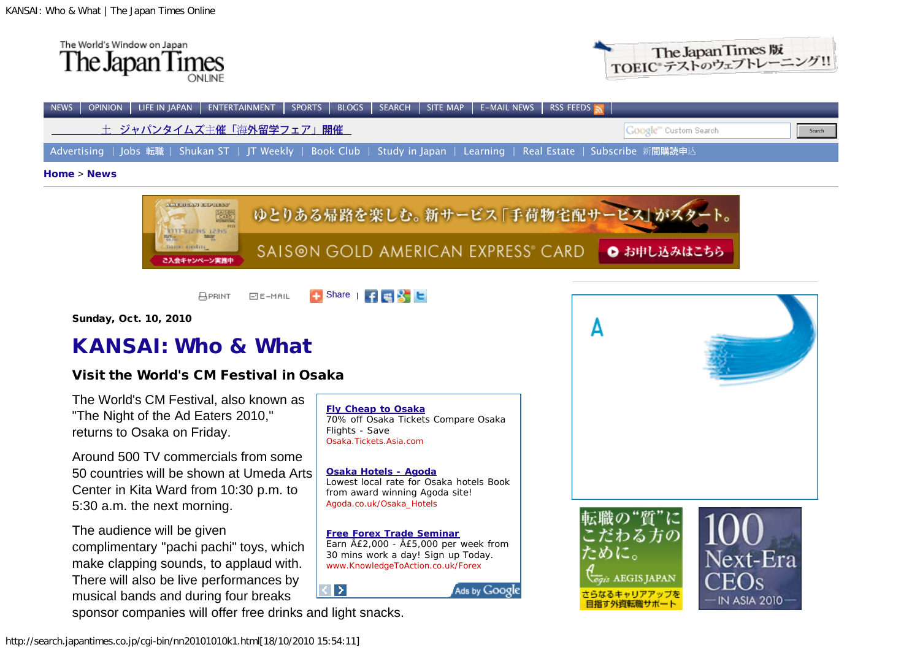Home > News

Sunday, Oct. 10, 2010

# KANSAI: Who & What

## Visit the World's CM Festival in Osaka

The World's CM Festival, also known as "The Night of the Ad Eaters 2010," returns to Osaka on Friday.

Around 500 TV commercials from some 50 countries will be shown at Umeda Arts Center in Kita Ward from 10:30 p.m. to 5:30 a.m. the next morning.

The audience will be given complimentary "pachi pachi" toys, which make clapping sounds, to applaud with. There will also be live performances by musical bands and during four breaks sponsor companies will offer free drinks and light snacks.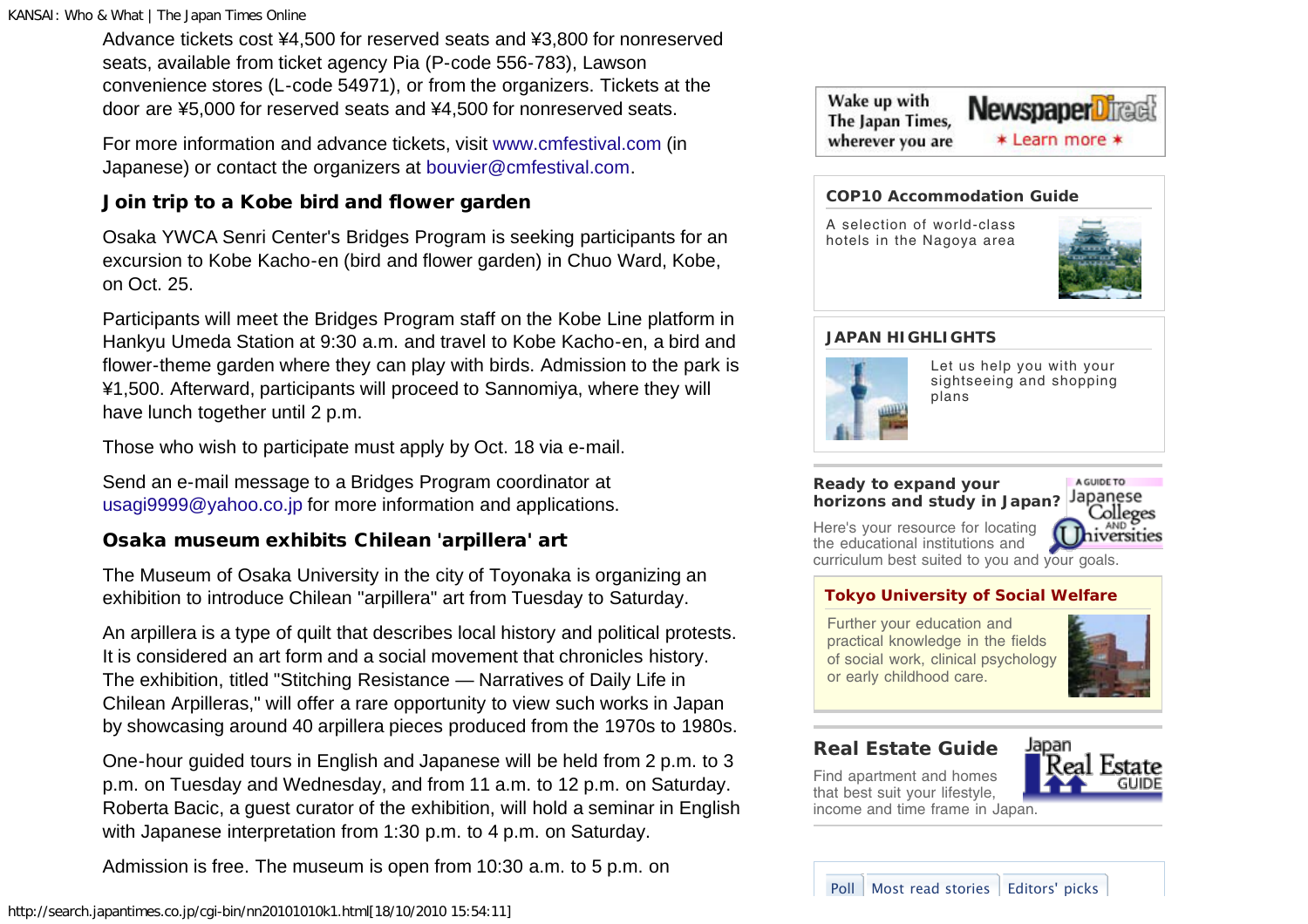Advance tickets cost ¥4,500 for reserved seats and ¥3,800 for nonreserved seats, available from ticket agency Pia (P-code 556-783), Lawson convenience stores (L-code 54971), or from the organizers. Tickets at the door are ¥5,000 for reserved seats and ¥4,500 for nonreserved seats.

For more information and advance tickets, visit www.cmfestival.com (in Japanese) or contact the organizers at bouvier@cmfestival.com.

### Join trip to a Kobe bird and flower garden

Osaka YWCA Senri Center's Bridges Program is seeking participants for an excursion to Kobe Kacho-en (bird and flower garden) in Chuo Ward, Kobe, on Oct. 25.

Participants will meet the Bridges Program staff on the Kobe Line platform in Hankyu Umeda Station at 9:30 a.m. and travel to Kobe Kacho-en, a bird and flower-theme garden where they can play with birds. Admission to the park is ¥1,500. Afterward, participants will proceed to Sannomiya, where they will have lunch together until 2 p.m.

Those who wish to participate must apply by Oct. 18 via e-mail.

Send an e-mail message to a Bridges Program coordinator at usagi9999@yahoo.co.jp for more information and applications.

### Osaka museum exhibits Chilean 'arpillera' art

The Museum of Osaka University in the city of Toyonaka is organizing an exhibition to introduce Chilean "arpillera" art from Tuesday to Saturday.

An arpillera is a type of quilt that describes local history and political protests. It is considered an art form and a social movement that chronicles history. The exhibition, titled "Stitching Resistance — Narratives of Daily Life in Chilean Arpilleras," will offer a rare opportunity to view such works in Japan by showcasing around 40 arpillera pieces produced from the 1970s to 1980s.

One-hour guided tours in English and Japanese will be held from 2 p.m. to 3 p.m. on Tuesday and Wednesday, and from 11 a.m. to 12 p.m. on Saturday. Roberta Bacic, a guest curator of the exhibition, will hold a seminar in English with Japanese interpretation from 1:30 p.m. to 4 p.m. on Saturday.

Admission is free. The museum is open from 10:30 a.m. to 5 p.m. on

Wake up with The Japan Times, wherever you are — NewspaperDirect * Learn more *

**COP10 Accommodation Guide**

A selection of world-class hotels in the Nagoya area

**JAPAN HIGHLIGHTS**

Let us help you with your sightseeing and shopping plans

**Ready to expand your horizons and study in Japan?**

Here's your resource for locating the educational institutions and curriculum best suited to you and your goals.

A Guide to Japanese Colleges and Universities

**Tokyo University of Social Welfare**

Further your education and practical knowledge in the fields of social work, clinical psychology or early childhood care.

**Real Estate Guide**

Find apartment and homes that best suit your lifestyle, income and time frame in Japan.

Japan Real Estate Guide

Poll | Most read stories | Editors' picks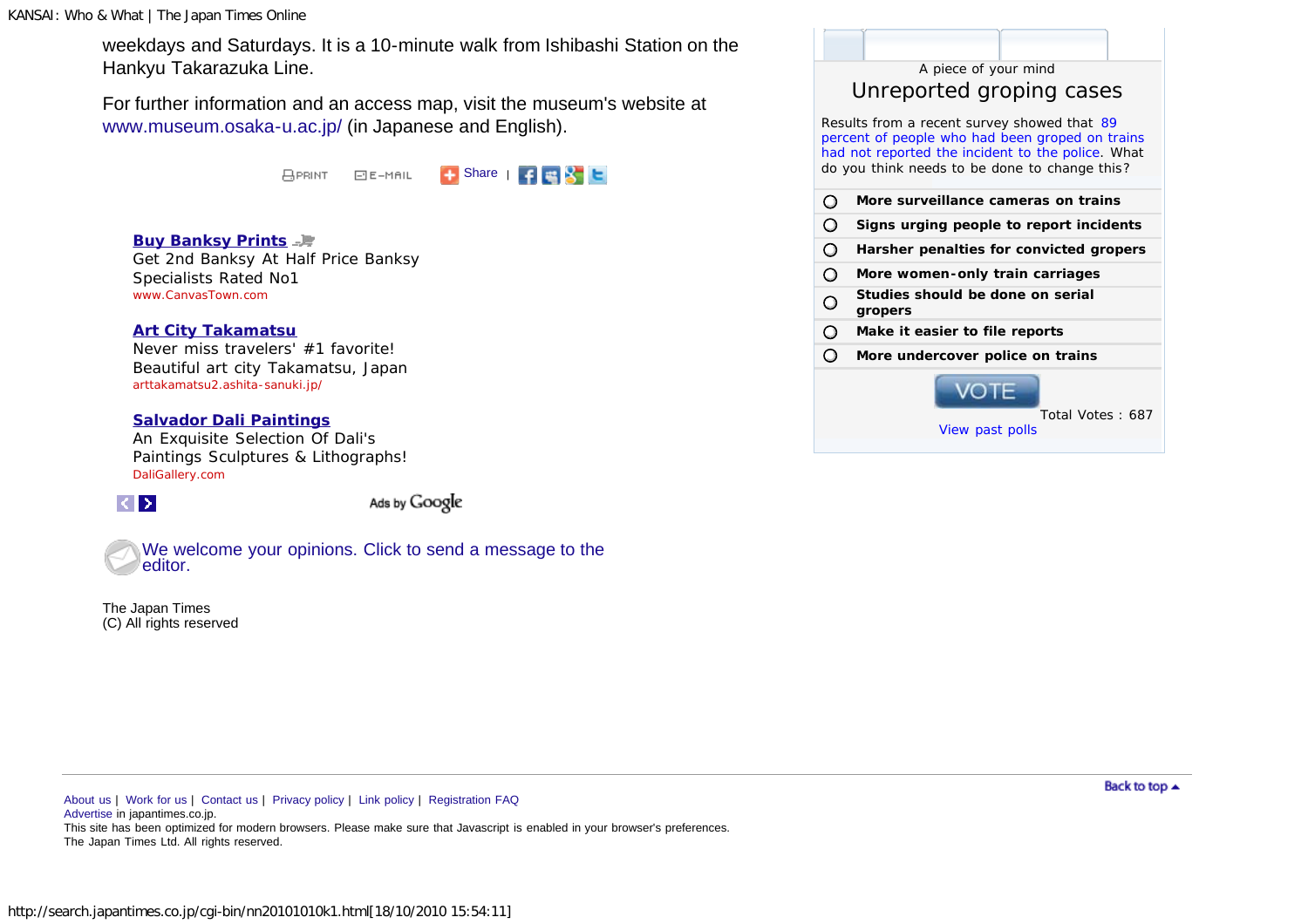weekdays and Saturdays. It is a 10-minute walk from Ishibashi Station on the Hankyu Takarazuka Line.

For further information and an access map, visit the museum's website at www.museum.osaka-u.ac.jp/ (in Japanese and English).

PRINT E-MAIL Share |

**Buy Banksy Prints**
Get 2nd Banksy At Half Price Banksy Specialists Rated No1
www.CanvasTown.com

**Art City Takamatsu**
Never miss travelers' #1 favorite! Beautiful art city Takamatsu, Japan
arttakamatsu2.ashita-sanuki.jp/

**Salvador Dali Paintings**
An Exquisite Selection Of Dali's Paintings Sculptures & Lithographs!
DaliGallery.com

Ads by Google

We welcome your opinions. Click to send a message to the editor.

The Japan Times
(C) All rights reserved

A piece of your mind

## Unreported groping cases

Results from a recent survey showed that 89 percent of people who had been groped on trains had not reported the incident to the police. What do you think needs to be done to change this?

- **More surveillance cameras on trains**
- **Signs urging people to report incidents**
- **Harsher penalties for convicted gropers**
- **More women-only train carriages**
- **Studies should be done on serial gropers**
- **Make it easier to file reports**
- **More undercover police on trains**

VOTE

Total Votes : 687

View past polls

About us | Work for us | Contact us | Privacy policy | Link policy | Registration FAQ
Advertise in japantimes.co.jp.
This site has been optimized for modern browsers. Please make sure that Javascript is enabled in your browser's preferences.
The Japan Times Ltd. All rights reserved.

Back to top